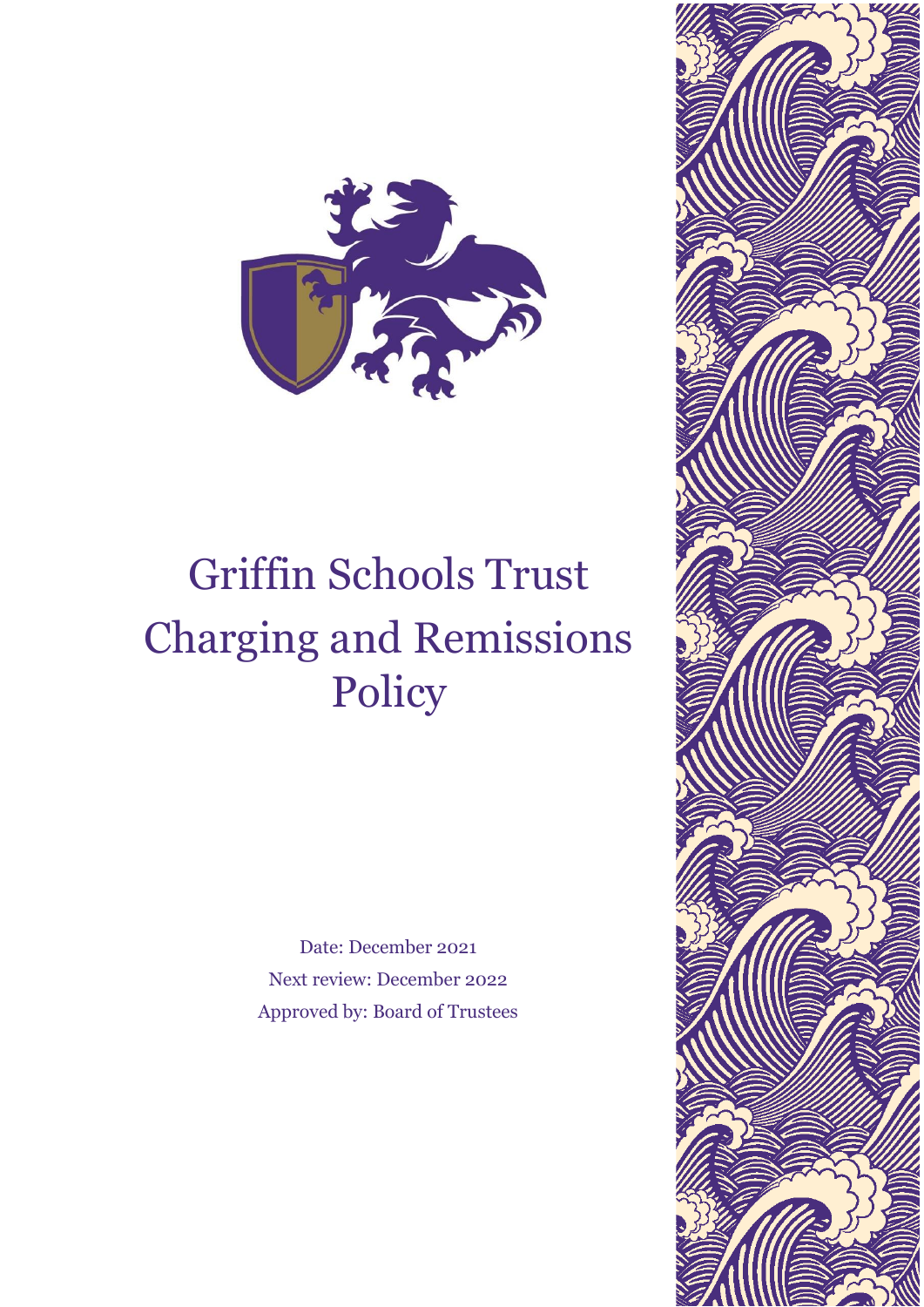# Griffin Schools Trust Charging and Remissions Policy

Date: December 2021

Next review: December 2022

Approved by: Board of Trustees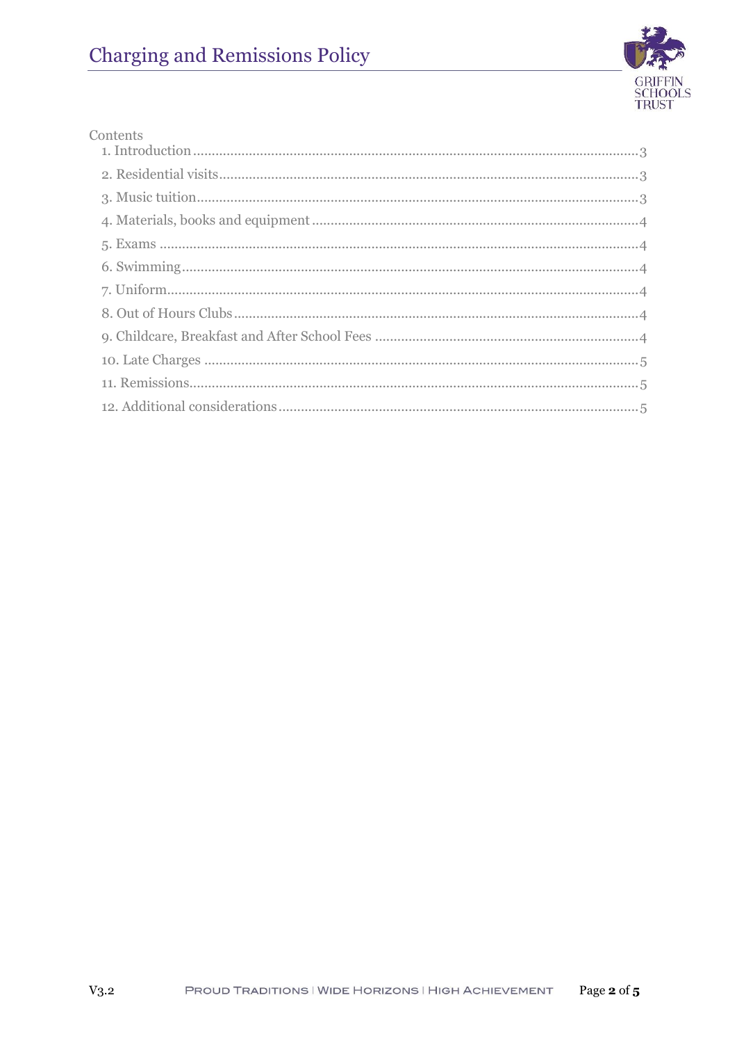Contents

1. Introduction .......... 3
2. Residential visits .......... 3
3. Music tuition .......... 3
4. Materials, books and equipment .......... 4
5. Exams .......... 4
6. Swimming .......... 4
7. Uniform .......... 4
8. Out of Hours Clubs .......... 4
9. Childcare, Breakfast and After School Fees .......... 4
10. Late Charges .......... 5
11. Remissions .......... 5
12. Additional considerations .......... 5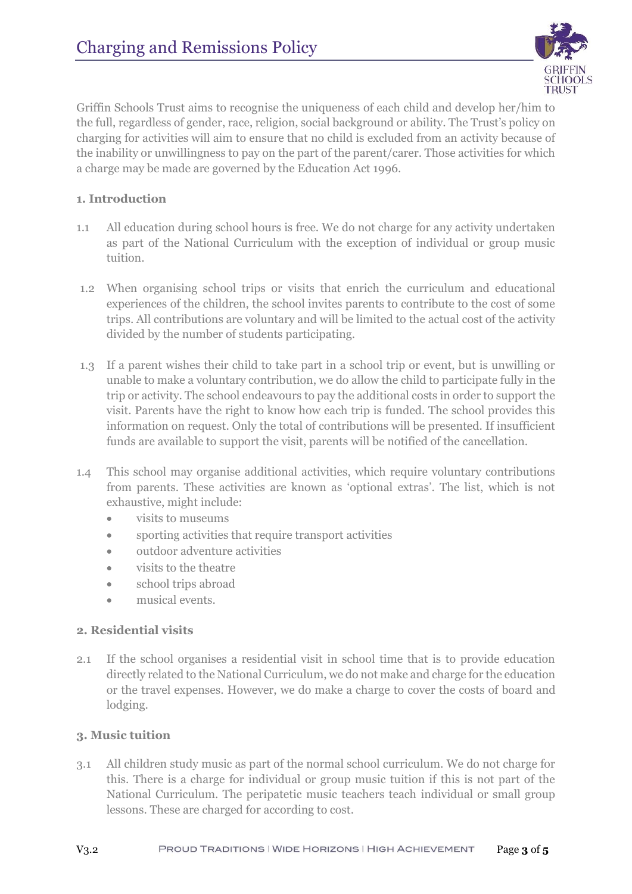# Charging and Remissions Policy

Griffin Schools Trust aims to recognise the uniqueness of each child and develop her/him to the full, regardless of gender, race, religion, social background or ability. The Trust's policy on charging for activities will aim to ensure that no child is excluded from an activity because of the inability or unwillingness to pay on the part of the parent/carer. Those activities for which a charge may be made are governed by the Education Act 1996.

### 1. Introduction

1.1 All education during school hours is free. We do not charge for any activity undertaken as part of the National Curriculum with the exception of individual or group music tuition.

1.2 When organising school trips or visits that enrich the curriculum and educational experiences of the children, the school invites parents to contribute to the cost of some trips. All contributions are voluntary and will be limited to the actual cost of the activity divided by the number of students participating.

1.3 If a parent wishes their child to take part in a school trip or event, but is unwilling or unable to make a voluntary contribution, we do allow the child to participate fully in the trip or activity. The school endeavours to pay the additional costs in order to support the visit. Parents have the right to know how each trip is funded. The school provides this information on request. Only the total of contributions will be presented. If insufficient funds are available to support the visit, parents will be notified of the cancellation.

1.4 This school may organise additional activities, which require voluntary contributions from parents. These activities are known as 'optional extras'. The list, which is not exhaustive, might include:

- visits to museums
- sporting activities that require transport activities
- outdoor adventure activities
- visits to the theatre
- school trips abroad
- musical events.

### 2. Residential visits

2.1 If the school organises a residential visit in school time that is to provide education directly related to the National Curriculum, we do not make and charge for the education or the travel expenses. However, we do make a charge to cover the costs of board and lodging.

### 3. Music tuition

3.1 All children study music as part of the normal school curriculum. We do not charge for this. There is a charge for individual or group music tuition if this is not part of the National Curriculum. The peripatetic music teachers teach individual or small group lessons. These are charged for according to cost.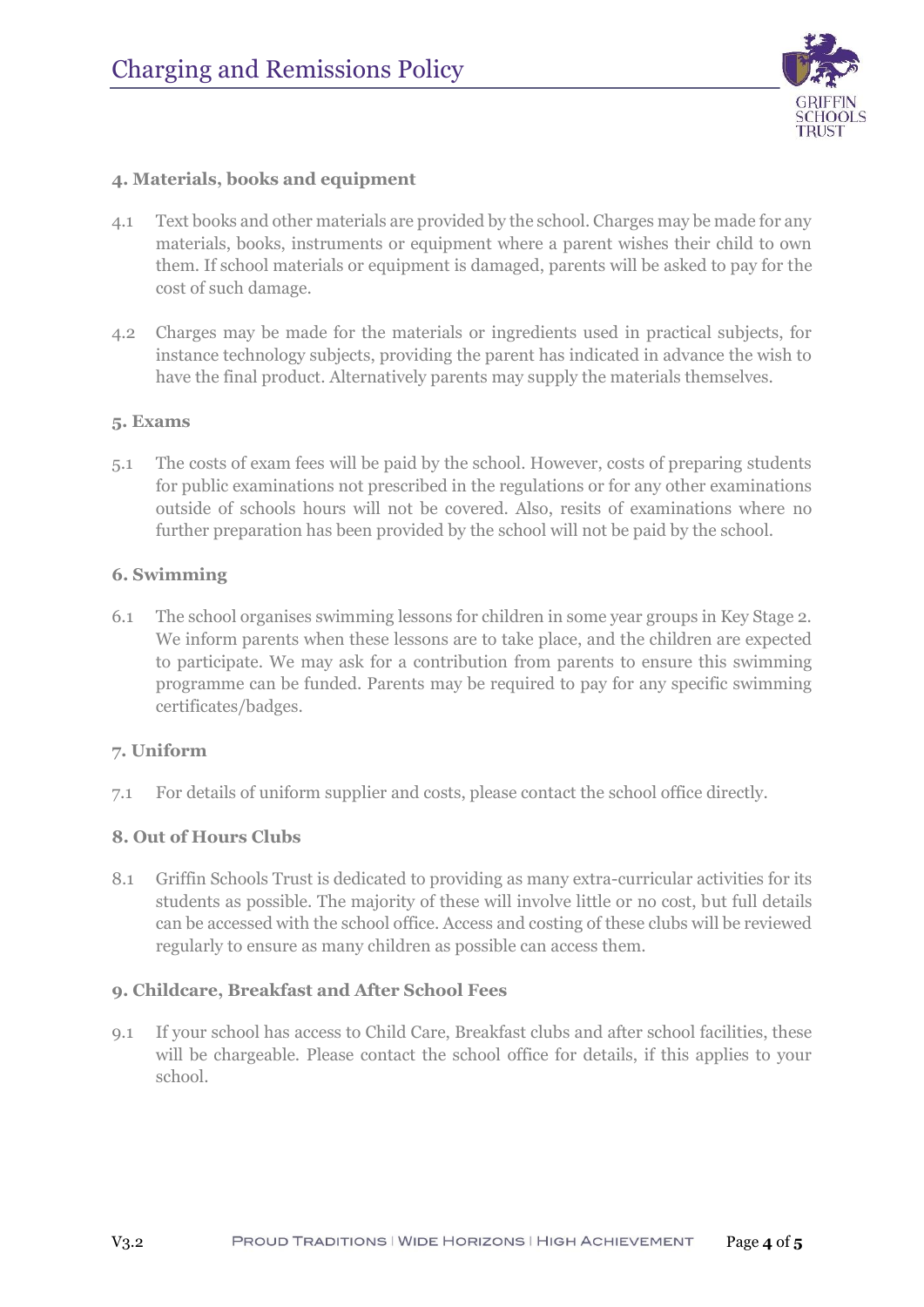### 4. Materials, books and equipment

4.1 Text books and other materials are provided by the school. Charges may be made for any materials, books, instruments or equipment where a parent wishes their child to own them. If school materials or equipment is damaged, parents will be asked to pay for the cost of such damage.

4.2 Charges may be made for the materials or ingredients used in practical subjects, for instance technology subjects, providing the parent has indicated in advance the wish to have the final product. Alternatively parents may supply the materials themselves.

### 5. Exams

5.1 The costs of exam fees will be paid by the school. However, costs of preparing students for public examinations not prescribed in the regulations or for any other examinations outside of schools hours will not be covered. Also, resits of examinations where no further preparation has been provided by the school will not be paid by the school.

### 6. Swimming

6.1 The school organises swimming lessons for children in some year groups in Key Stage 2. We inform parents when these lessons are to take place, and the children are expected to participate. We may ask for a contribution from parents to ensure this swimming programme can be funded. Parents may be required to pay for any specific swimming certificates/badges.

### 7. Uniform

7.1 For details of uniform supplier and costs, please contact the school office directly.

### 8. Out of Hours Clubs

8.1 Griffin Schools Trust is dedicated to providing as many extra-curricular activities for its students as possible. The majority of these will involve little or no cost, but full details can be accessed with the school office. Access and costing of these clubs will be reviewed regularly to ensure as many children as possible can access them.

### 9. Childcare, Breakfast and After School Fees

9.1 If your school has access to Child Care, Breakfast clubs and after school facilities, these will be chargeable. Please contact the school office for details, if this applies to your school.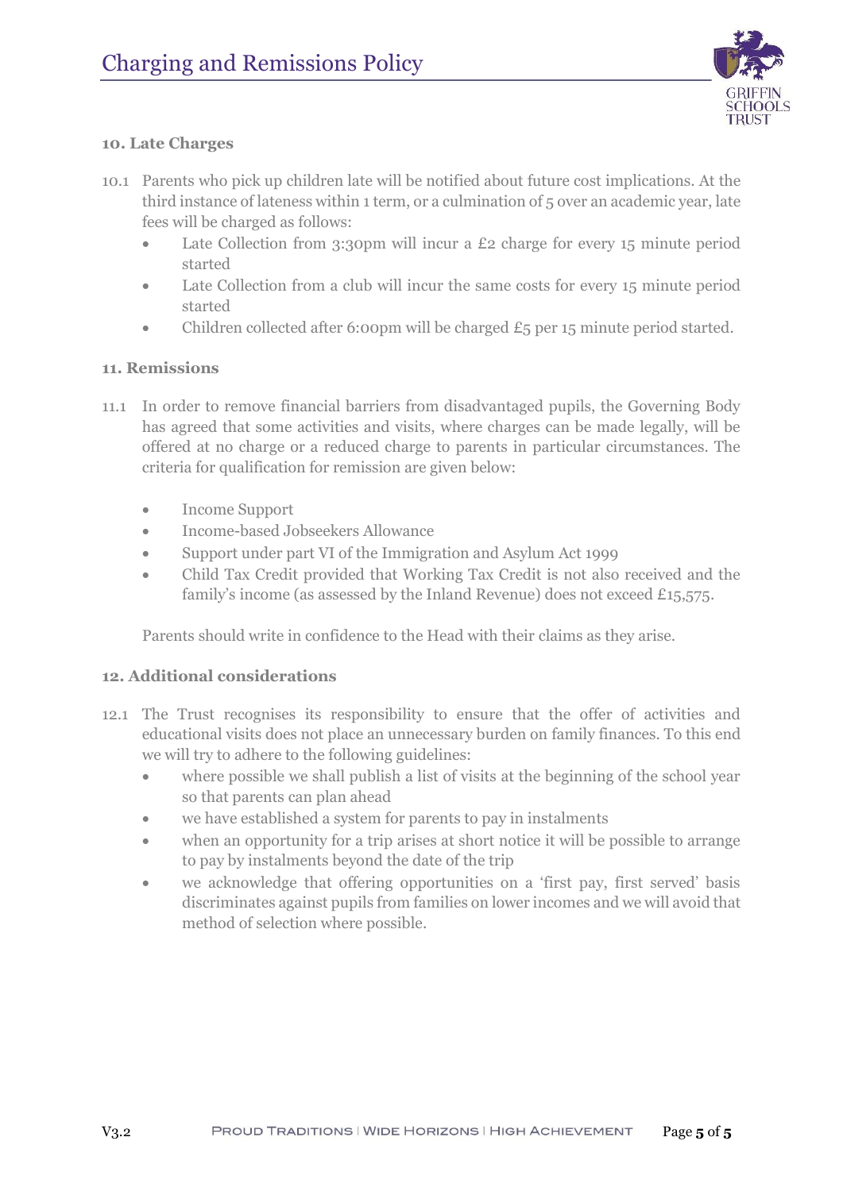### 10. Late Charges

10.1 Parents who pick up children late will be notified about future cost implications. At the third instance of lateness within 1 term, or a culmination of 5 over an academic year, late fees will be charged as follows:

- Late Collection from 3:30pm will incur a £2 charge for every 15 minute period started
- Late Collection from a club will incur the same costs for every 15 minute period started
- Children collected after 6:00pm will be charged £5 per 15 minute period started.

### 11. Remissions

11.1 In order to remove financial barriers from disadvantaged pupils, the Governing Body has agreed that some activities and visits, where charges can be made legally, will be offered at no charge or a reduced charge to parents in particular circumstances. The criteria for qualification for remission are given below:

- Income Support
- Income-based Jobseekers Allowance
- Support under part VI of the Immigration and Asylum Act 1999
- Child Tax Credit provided that Working Tax Credit is not also received and the family's income (as assessed by the Inland Revenue) does not exceed £15,575.

Parents should write in confidence to the Head with their claims as they arise.

### 12. Additional considerations

12.1 The Trust recognises its responsibility to ensure that the offer of activities and educational visits does not place an unnecessary burden on family finances. To this end we will try to adhere to the following guidelines:

- where possible we shall publish a list of visits at the beginning of the school year so that parents can plan ahead
- we have established a system for parents to pay in instalments
- when an opportunity for a trip arises at short notice it will be possible to arrange to pay by instalments beyond the date of the trip
- we acknowledge that offering opportunities on a 'first pay, first served' basis discriminates against pupils from families on lower incomes and we will avoid that method of selection where possible.